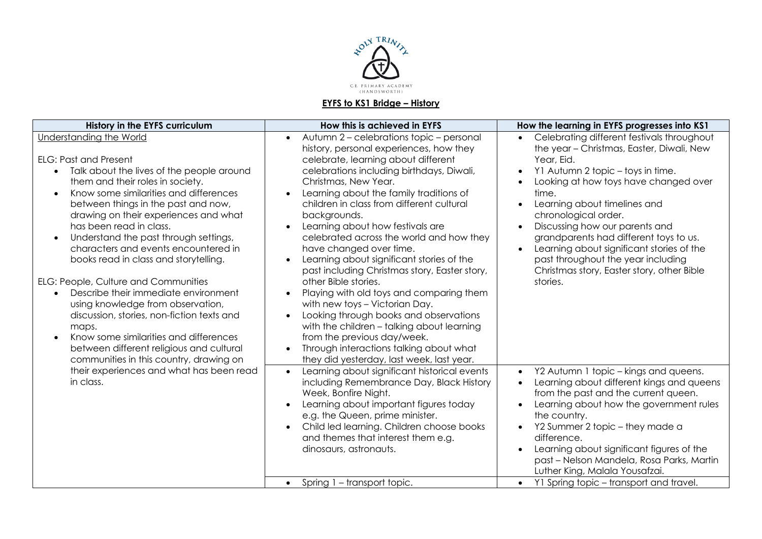**EYFS to KS1 Bridge – History**

| History in the EYFS curriculum | How this is achieved in EYFS | How the learning in EYFS progresses into KS1 |
|---|---|---|
| Understanding the World<br><br>ELG: Past and Present<br>• Talk about the lives of the people around them and their roles in society.<br>• Know some similarities and differences between things in the past and now, drawing on their experiences and what has been read in class.<br>• Understand the past through settings, characters and events encountered in books read in class and storytelling.<br><br>ELG: People, Culture and Communities<br>• Describe their immediate environment using knowledge from observation, discussion, stories, non-fiction texts and maps.<br>• Know some similarities and differences between different religious and cultural communities in this country, drawing on their experiences and what has been read in class. | • Autumn 2 – celebrations topic – personal history, personal experiences, how they celebrate, learning about different celebrations including birthdays, Diwali, Christmas, New Year.<br>• Learning about the family traditions of children in class from different cultural backgrounds.<br>• Learning about how festivals are celebrated across the world and how they have changed over time.<br>• Learning about significant stories of the past including Christmas story, Easter story, other Bible stories.<br>• Playing with old toys and comparing them with new toys – Victorian Day.<br>• Looking through books and observations with the children – talking about learning from the previous day/week.<br>• Through interactions talking about what they did yesterday, last week, last year. | • Celebrating different festivals throughout the year – Christmas, Easter, Diwali, New Year, Eid.<br>• Y1 Autumn 2 topic – toys in time.<br>• Looking at how toys have changed over time.<br>• Learning about timelines and chronological order.<br>• Discussing how our parents and grandparents had different toys to us.<br>• Learning about significant stories of the past throughout the year including Christmas story, Easter story, other Bible stories. |
| | • Learning about significant historical events including Remembrance Day, Black History Week, Bonfire Night.<br>• Learning about important figures today e.g. the Queen, prime minister.<br>• Child led learning. Children choose books and themes that interest them e.g. dinosaurs, astronauts. | • Y2 Autumn 1 topic – kings and queens.<br>• Learning about different kings and queens from the past and the current queen.<br>• Learning about how the government rules the country.<br>• Y2 Summer 2 topic – they made a difference.<br>• Learning about significant figures of the past – Nelson Mandela, Rosa Parks, Martin Luther King, Malala Yousafzai. |
| | • Spring 1 – transport topic. | • Y1 Spring topic – transport and travel. |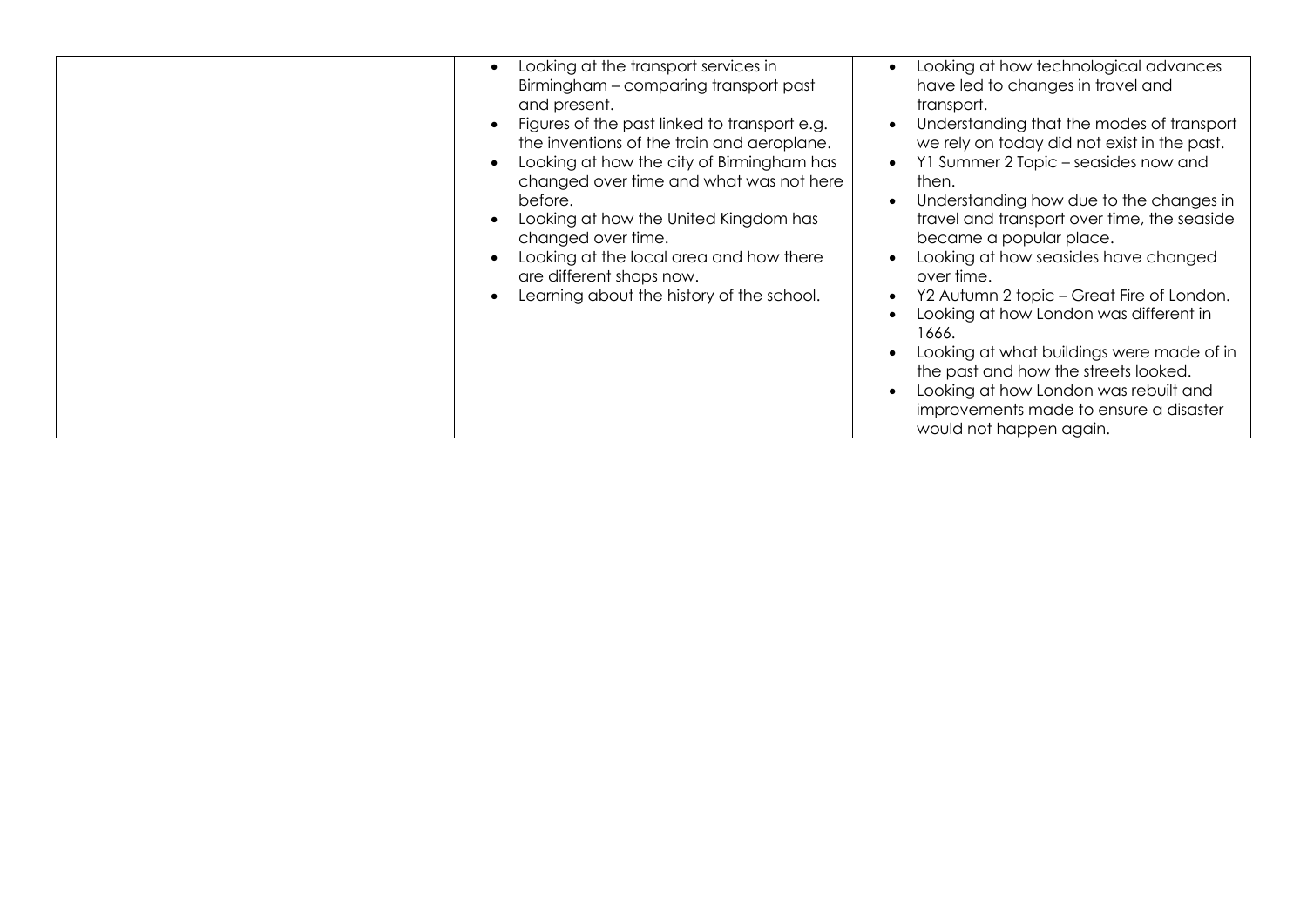| | | |
|---|---|---|
| | • Looking at the transport services in Birmingham – comparing transport past and present.<br>• Figures of the past linked to transport e.g. the inventions of the train and aeroplane.<br>• Looking at how the city of Birmingham has changed over time and what was not here before.<br>• Looking at how the United Kingdom has changed over time.<br>• Looking at the local area and how there are different shops now.<br>• Learning about the history of the school. | • Looking at how technological advances have led to changes in travel and transport.<br>• Understanding that the modes of transport we rely on today did not exist in the past.<br>• Y1 Summer 2 Topic – seasides now and then.<br>• Understanding how due to the changes in travel and transport over time, the seaside became a popular place.<br>• Looking at how seasides have changed over time.<br>• Y2 Autumn 2 topic – Great Fire of London.<br>• Looking at how London was different in 1666.<br>• Looking at what buildings were made of in the past and how the streets looked.<br>• Looking at how London was rebuilt and improvements made to ensure a disaster would not happen again. |